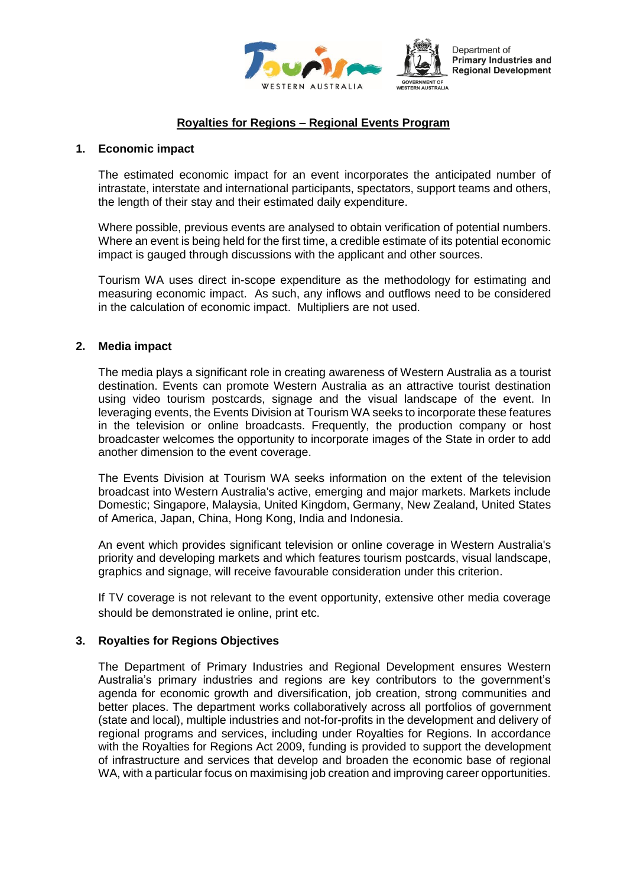# Royalties for Regions – Regional Events Program

## 1. Economic impact

The estimated economic impact for an event incorporates the anticipated number of intrastate, interstate and international participants, spectators, support teams and others, the length of their stay and their estimated daily expenditure.

Where possible, previous events are analysed to obtain verification of potential numbers. Where an event is being held for the first time, a credible estimate of its potential economic impact is gauged through discussions with the applicant and other sources.

Tourism WA uses direct in-scope expenditure as the methodology for estimating and measuring economic impact. As such, any inflows and outflows need to be considered in the calculation of economic impact. Multipliers are not used.

## 2. Media impact

The media plays a significant role in creating awareness of Western Australia as a tourist destination. Events can promote Western Australia as an attractive tourist destination using video tourism postcards, signage and the visual landscape of the event. In leveraging events, the Events Division at Tourism WA seeks to incorporate these features in the television or online broadcasts. Frequently, the production company or host broadcaster welcomes the opportunity to incorporate images of the State in order to add another dimension to the event coverage.

The Events Division at Tourism WA seeks information on the extent of the television broadcast into Western Australia's active, emerging and major markets. Markets include Domestic; Singapore, Malaysia, United Kingdom, Germany, New Zealand, United States of America, Japan, China, Hong Kong, India and Indonesia.

An event which provides significant television or online coverage in Western Australia's priority and developing markets and which features tourism postcards, visual landscape, graphics and signage, will receive favourable consideration under this criterion.

If TV coverage is not relevant to the event opportunity, extensive other media coverage should be demonstrated ie online, print etc.

## 3. Royalties for Regions Objectives

The Department of Primary Industries and Regional Development ensures Western Australia's primary industries and regions are key contributors to the government's agenda for economic growth and diversification, job creation, strong communities and better places. The department works collaboratively across all portfolios of government (state and local), multiple industries and not-for-profits in the development and delivery of regional programs and services, including under Royalties for Regions. In accordance with the Royalties for Regions Act 2009, funding is provided to support the development of infrastructure and services that develop and broaden the economic base of regional WA, with a particular focus on maximising job creation and improving career opportunities.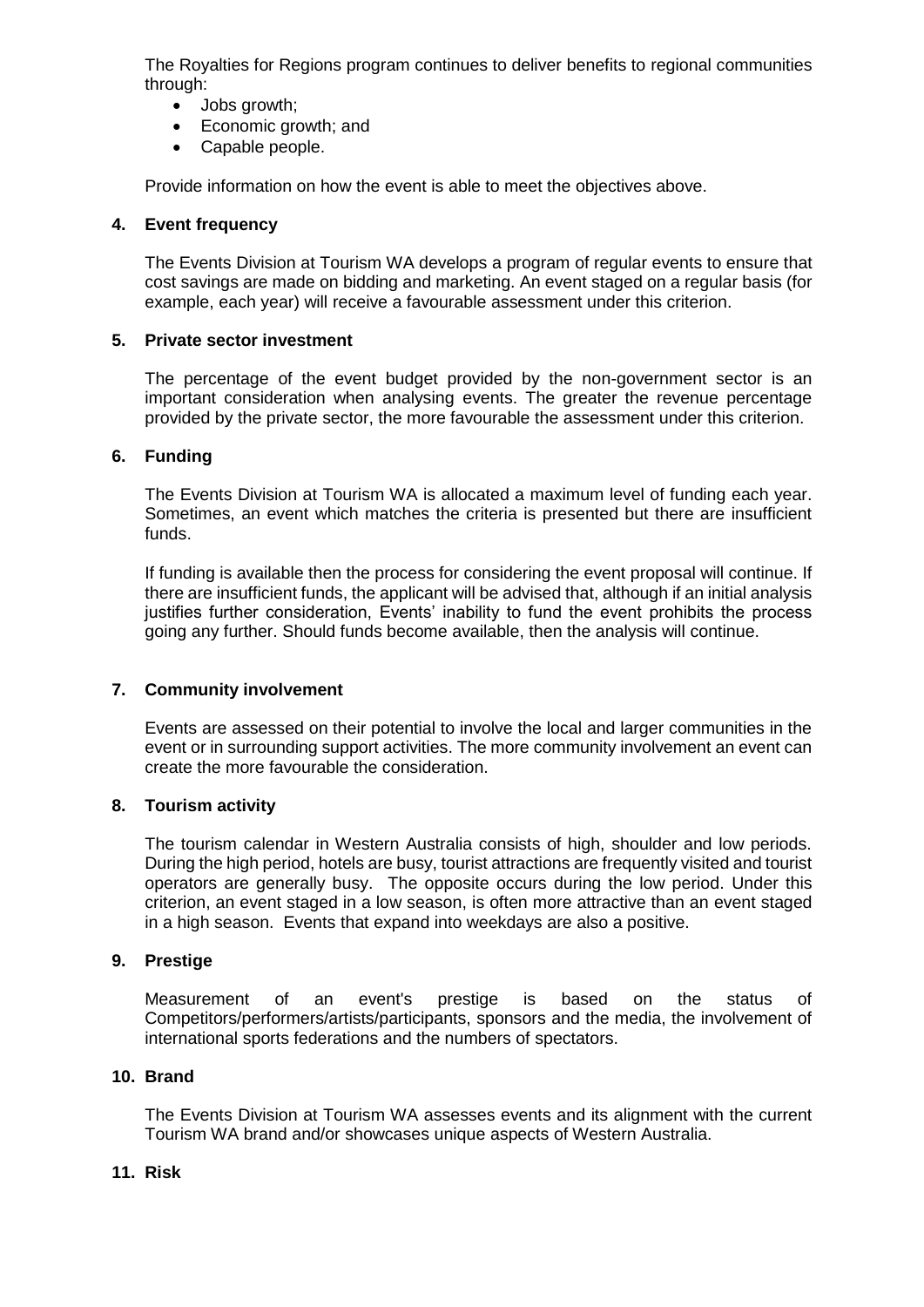The Royalties for Regions program continues to deliver benefits to regional communities through:

- Jobs growth;
- Economic growth; and
- Capable people.

Provide information on how the event is able to meet the objectives above.

**4. Event frequency**

The Events Division at Tourism WA develops a program of regular events to ensure that cost savings are made on bidding and marketing. An event staged on a regular basis (for example, each year) will receive a favourable assessment under this criterion.

**5. Private sector investment**

The percentage of the event budget provided by the non-government sector is an important consideration when analysing events. The greater the revenue percentage provided by the private sector, the more favourable the assessment under this criterion.

**6. Funding**

The Events Division at Tourism WA is allocated a maximum level of funding each year. Sometimes, an event which matches the criteria is presented but there are insufficient funds.

If funding is available then the process for considering the event proposal will continue. If there are insufficient funds, the applicant will be advised that, although if an initial analysis justifies further consideration, Events' inability to fund the event prohibits the process going any further. Should funds become available, then the analysis will continue.

**7. Community involvement**

Events are assessed on their potential to involve the local and larger communities in the event or in surrounding support activities. The more community involvement an event can create the more favourable the consideration.

**8. Tourism activity**

The tourism calendar in Western Australia consists of high, shoulder and low periods. During the high period, hotels are busy, tourist attractions are frequently visited and tourist operators are generally busy. The opposite occurs during the low period. Under this criterion, an event staged in a low season, is often more attractive than an event staged in a high season. Events that expand into weekdays are also a positive.

**9. Prestige**

Measurement of an event's prestige is based on the status of Competitors/performers/artists/participants, sponsors and the media, the involvement of international sports federations and the numbers of spectators.

**10. Brand**

The Events Division at Tourism WA assesses events and its alignment with the current Tourism WA brand and/or showcases unique aspects of Western Australia.

**11. Risk**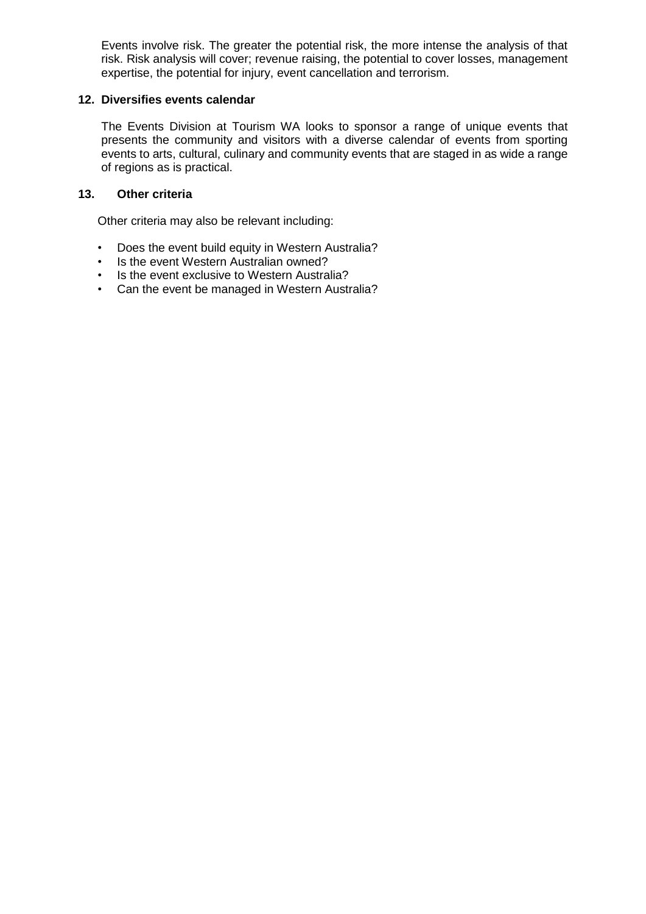Events involve risk. The greater the potential risk, the more intense the analysis of that risk. Risk analysis will cover; revenue raising, the potential to cover losses, management expertise, the potential for injury, event cancellation and terrorism.

### 12. Diversifies events calendar

The Events Division at Tourism WA looks to sponsor a range of unique events that presents the community and visitors with a diverse calendar of events from sporting events to arts, cultural, culinary and community events that are staged in as wide a range of regions as is practical.

### 13. Other criteria

Other criteria may also be relevant including:

- Does the event build equity in Western Australia?
- Is the event Western Australian owned?
- Is the event exclusive to Western Australia?
- Can the event be managed in Western Australia?